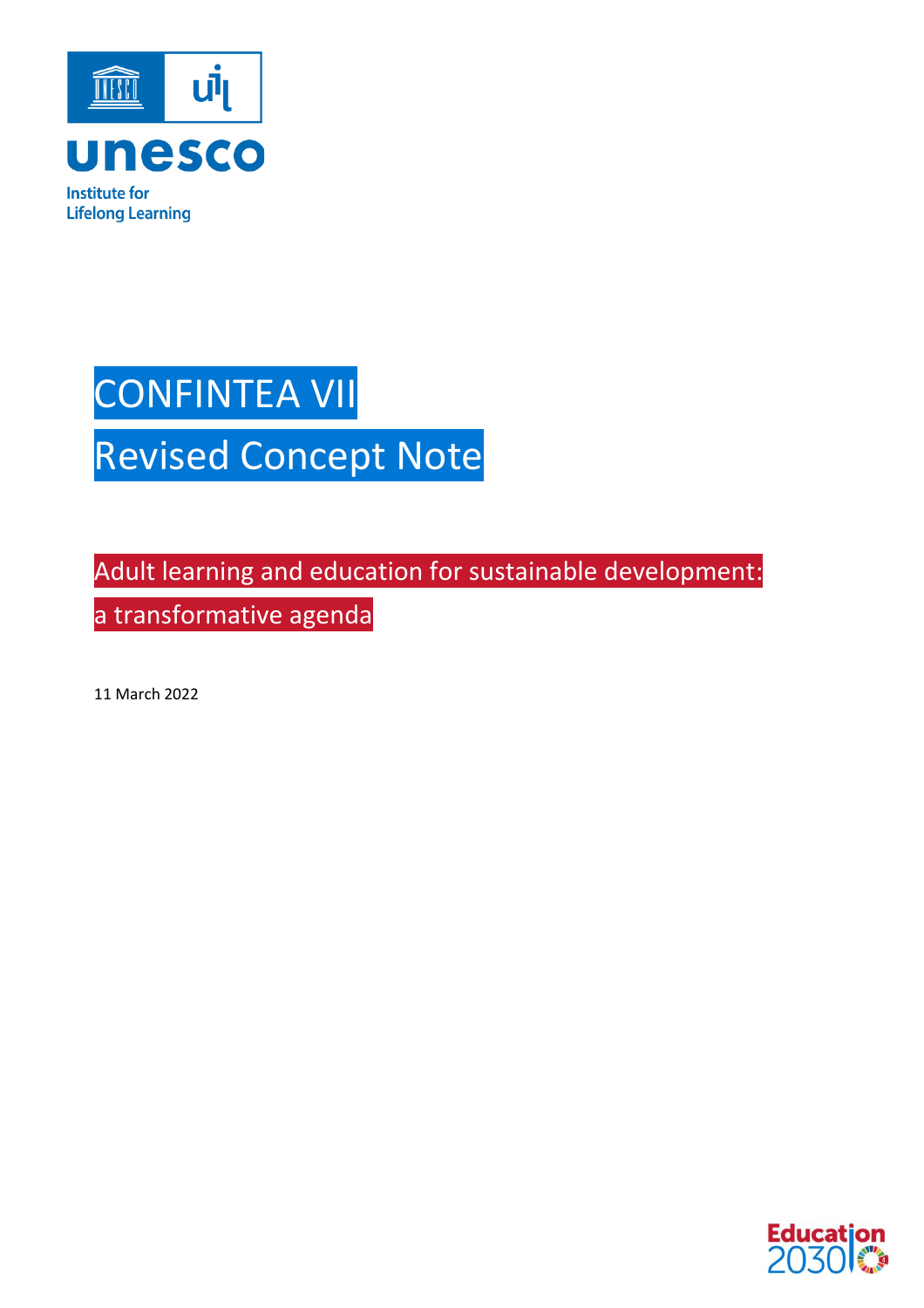unesco

Institute for Lifelong Learning

# CONFINTEA VII

# Revised Concept Note

## Adult learning and education for sustainable development: a transformative agenda

11 March 2022

Education 2030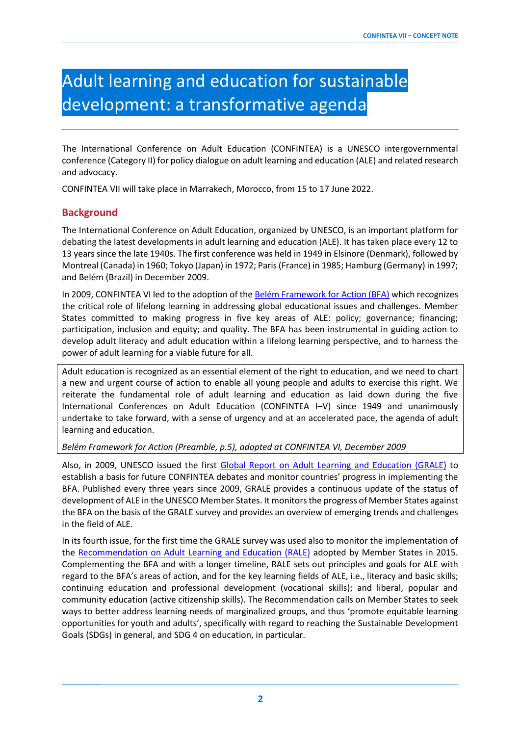# Adult learning and education for sustainable development: a transformative agenda

The International Conference on Adult Education (CONFINTEA) is a UNESCO intergovernmental conference (Category II) for policy dialogue on adult learning and education (ALE) and related research and advocacy.

CONFINTEA VII will take place in Marrakech, Morocco, from 15 to 17 June 2022.

## Background

The International Conference on Adult Education, organized by UNESCO, is an important platform for debating the latest developments in adult learning and education (ALE). It has taken place every 12 to 13 years since the late 1940s. The first conference was held in 1949 in Elsinore (Denmark), followed by Montreal (Canada) in 1960; Tokyo (Japan) in 1972; Paris (France) in 1985; Hamburg (Germany) in 1997; and Belém (Brazil) in December 2009.

In 2009, CONFINTEA VI led to the adoption of the Belém Framework for Action (BFA) which recognizes the critical role of lifelong learning in addressing global educational issues and challenges. Member States committed to making progress in five key areas of ALE: policy; governance; financing; participation, inclusion and equity; and quality. The BFA has been instrumental in guiding action to develop adult literacy and adult education within a lifelong learning perspective, and to harness the power of adult learning for a viable future for all.

> Adult education is recognized as an essential element of the right to education, and we need to chart a new and urgent course of action to enable all young people and adults to exercise this right. We reiterate the fundamental role of adult learning and education as laid down during the five International Conferences on Adult Education (CONFINTEA I–V) since 1949 and unanimously undertake to take forward, with a sense of urgency and at an accelerated pace, the agenda of adult learning and education.
>
> *Belém Framework for Action (Preamble, p.5), adopted at CONFINTEA VI, December 2009*

Also, in 2009, UNESCO issued the first Global Report on Adult Learning and Education (GRALE) to establish a basis for future CONFINTEA debates and monitor countries' progress in implementing the BFA. Published every three years since 2009, GRALE provides a continuous update of the status of development of ALE in the UNESCO Member States. It monitors the progress of Member States against the BFA on the basis of the GRALE survey and provides an overview of emerging trends and challenges in the field of ALE.

In its fourth issue, for the first time the GRALE survey was used also to monitor the implementation of the Recommendation on Adult Learning and Education (RALE) adopted by Member States in 2015. Complementing the BFA and with a longer timeline, RALE sets out principles and goals for ALE with regard to the BFA's areas of action, and for the key learning fields of ALE, i.e., literacy and basic skills; continuing education and professional development (vocational skills); and liberal, popular and community education (active citizenship skills). The Recommendation calls on Member States to seek ways to better address learning needs of marginalized groups, and thus 'promote equitable learning opportunities for youth and adults', specifically with regard to reaching the Sustainable Development Goals (SDGs) in general, and SDG 4 on education, in particular.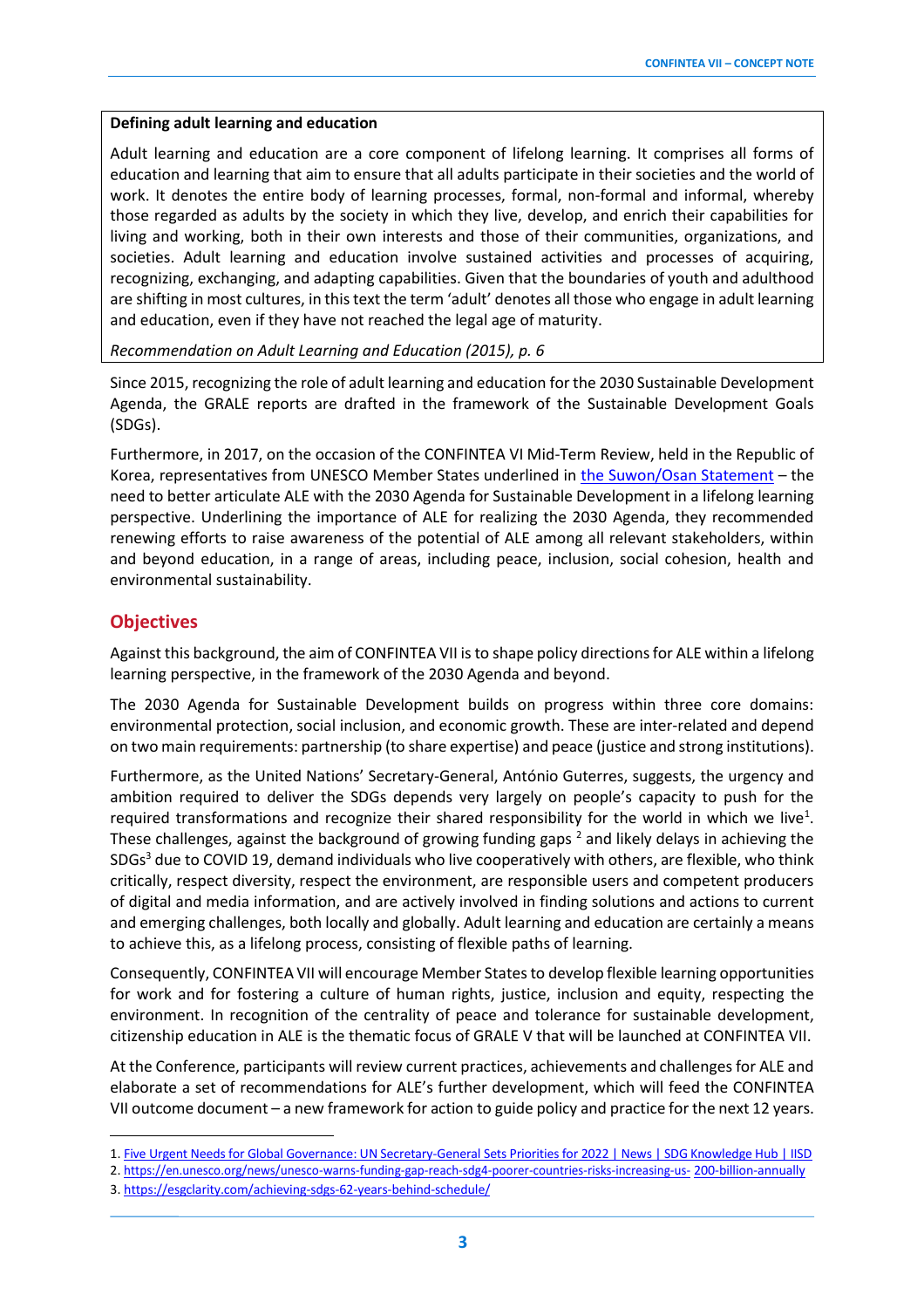**Defining adult learning and education**

Adult learning and education are a core component of lifelong learning. It comprises all forms of education and learning that aim to ensure that all adults participate in their societies and the world of work. It denotes the entire body of learning processes, formal, non-formal and informal, whereby those regarded as adults by the society in which they live, develop, and enrich their capabilities for living and working, both in their own interests and those of their communities, organizations, and societies. Adult learning and education involve sustained activities and processes of acquiring, recognizing, exchanging, and adapting capabilities. Given that the boundaries of youth and adulthood are shifting in most cultures, in this text the term 'adult' denotes all those who engage in adult learning and education, even if they have not reached the legal age of maturity.

*Recommendation on Adult Learning and Education (2015), p. 6*

Since 2015, recognizing the role of adult learning and education for the 2030 Sustainable Development Agenda, the GRALE reports are drafted in the framework of the Sustainable Development Goals (SDGs).

Furthermore, in 2017, on the occasion of the CONFINTEA VI Mid-Term Review, held in the Republic of Korea, representatives from UNESCO Member States underlined in the Suwon/Osan Statement – the need to better articulate ALE with the 2030 Agenda for Sustainable Development in a lifelong learning perspective. Underlining the importance of ALE for realizing the 2030 Agenda, they recommended renewing efforts to raise awareness of the potential of ALE among all relevant stakeholders, within and beyond education, in a range of areas, including peace, inclusion, social cohesion, health and environmental sustainability.

## Objectives

Against this background, the aim of CONFINTEA VII is to shape policy directions for ALE within a lifelong learning perspective, in the framework of the 2030 Agenda and beyond.

The 2030 Agenda for Sustainable Development builds on progress within three core domains: environmental protection, social inclusion, and economic growth. These are inter-related and depend on two main requirements: partnership (to share expertise) and peace (justice and strong institutions).

Furthermore, as the United Nations' Secretary-General, António Guterres, suggests, the urgency and ambition required to deliver the SDGs depends very largely on people's capacity to push for the required transformations and recognize their shared responsibility for the world in which we live[1]. These challenges, against the background of growing funding gaps [2] and likely delays in achieving the SDGs[3] due to COVID 19, demand individuals who live cooperatively with others, are flexible, who think critically, respect diversity, respect the environment, are responsible users and competent producers of digital and media information, and are actively involved in finding solutions and actions to current and emerging challenges, both locally and globally. Adult learning and education are certainly a means to achieve this, as a lifelong process, consisting of flexible paths of learning.

Consequently, CONFINTEA VII will encourage Member States to develop flexible learning opportunities for work and for fostering a culture of human rights, justice, inclusion and equity, respecting the environment. In recognition of the centrality of peace and tolerance for sustainable development, citizenship education in ALE is the thematic focus of GRALE V that will be launched at CONFINTEA VII.

At the Conference, participants will review current practices, achievements and challenges for ALE and elaborate a set of recommendations for ALE's further development, which will feed the CONFINTEA VII outcome document – a new framework for action to guide policy and practice for the next 12 years.

1. Five Urgent Needs for Global Governance: UN Secretary-General Sets Priorities for 2022 | News | SDG Knowledge Hub | IISD
2. https://en.unesco.org/news/unesco-warns-funding-gap-reach-sdg4-poorer-countries-risks-increasing-us- 200-billion-annually
3. https://esgclarity.com/achieving-sdgs-62-years-behind-schedule/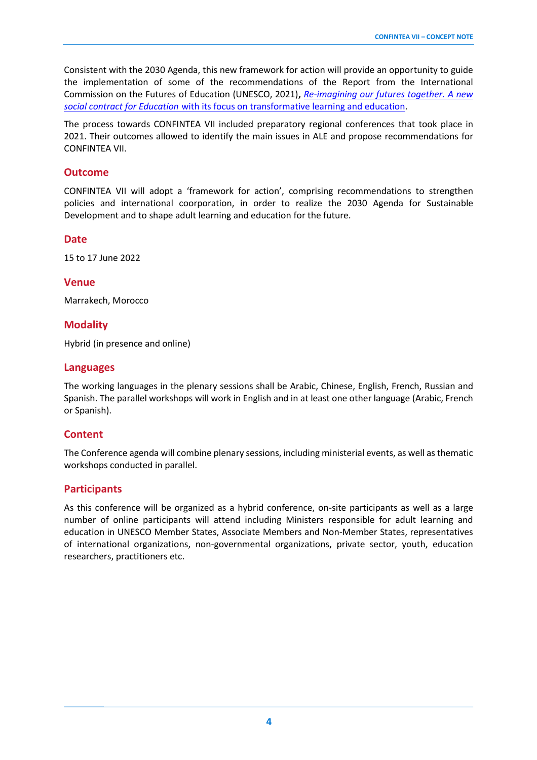Consistent with the 2030 Agenda, this new framework for action will provide an opportunity to guide the implementation of some of the recommendations of the Report from the International Commission on the Futures of Education (UNESCO, 2021)**,** [*Re-imagining our futures together. A new social contract for Education* with its focus on transformative learning and education].

The process towards CONFINTEA VII included preparatory regional conferences that took place in 2021. Their outcomes allowed to identify the main issues in ALE and propose recommendations for CONFINTEA VII.

## Outcome

CONFINTEA VII will adopt a 'framework for action', comprising recommendations to strengthen policies and international coorporation, in order to realize the 2030 Agenda for Sustainable Development and to shape adult learning and education for the future.

## Date

15 to 17 June 2022

## Venue

Marrakech, Morocco

## Modality

Hybrid (in presence and online)

## Languages

The working languages in the plenary sessions shall be Arabic, Chinese, English, French, Russian and Spanish. The parallel workshops will work in English and in at least one other language (Arabic, French or Spanish).

## Content

The Conference agenda will combine plenary sessions, including ministerial events, as well as thematic workshops conducted in parallel.

## Participants

As this conference will be organized as a hybrid conference, on-site participants as well as a large number of online participants will attend including Ministers responsible for adult learning and education in UNESCO Member States, Associate Members and Non-Member States, representatives of international organizations, non-governmental organizations, private sector, youth, education researchers, practitioners etc.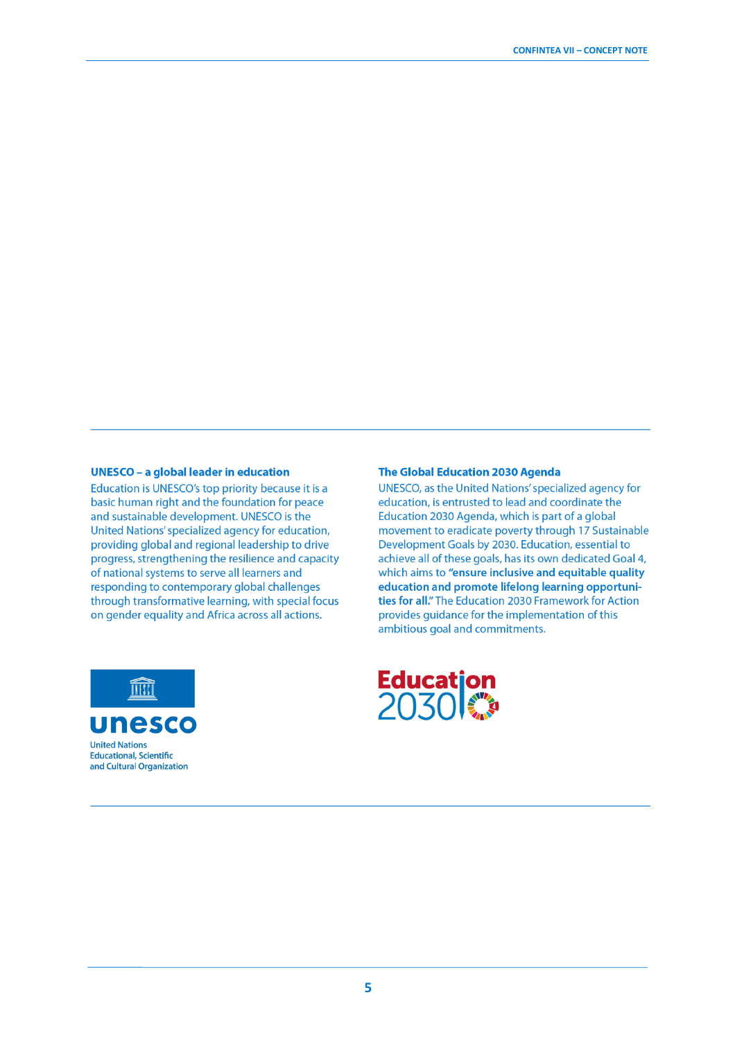## UNESCO – a global leader in education

Education is UNESCO's top priority because it is a basic human right and the foundation for peace and sustainable development. UNESCO is the United Nations' specialized agency for education, providing global and regional leadership to drive progress, strengthening the resilience and capacity of national systems to serve all learners and responding to contemporary global challenges through transformative learning, with special focus on gender equality and Africa across all actions.

## The Global Education 2030 Agenda

UNESCO, as the United Nations' specialized agency for education, is entrusted to lead and coordinate the Education 2030 Agenda, which is part of a global movement to eradicate poverty through 17 Sustainable Development Goals by 2030. Education, essential to achieve all of these goals, has its own dedicated Goal 4, which aims to **"ensure inclusive and equitable quality education and promote lifelong learning opportunities for all."** The Education 2030 Framework for Action provides guidance for the implementation of this ambitious goal and commitments.

unesco

United Nations
Educational, Scientific
and Cultural Organization

Education 2030